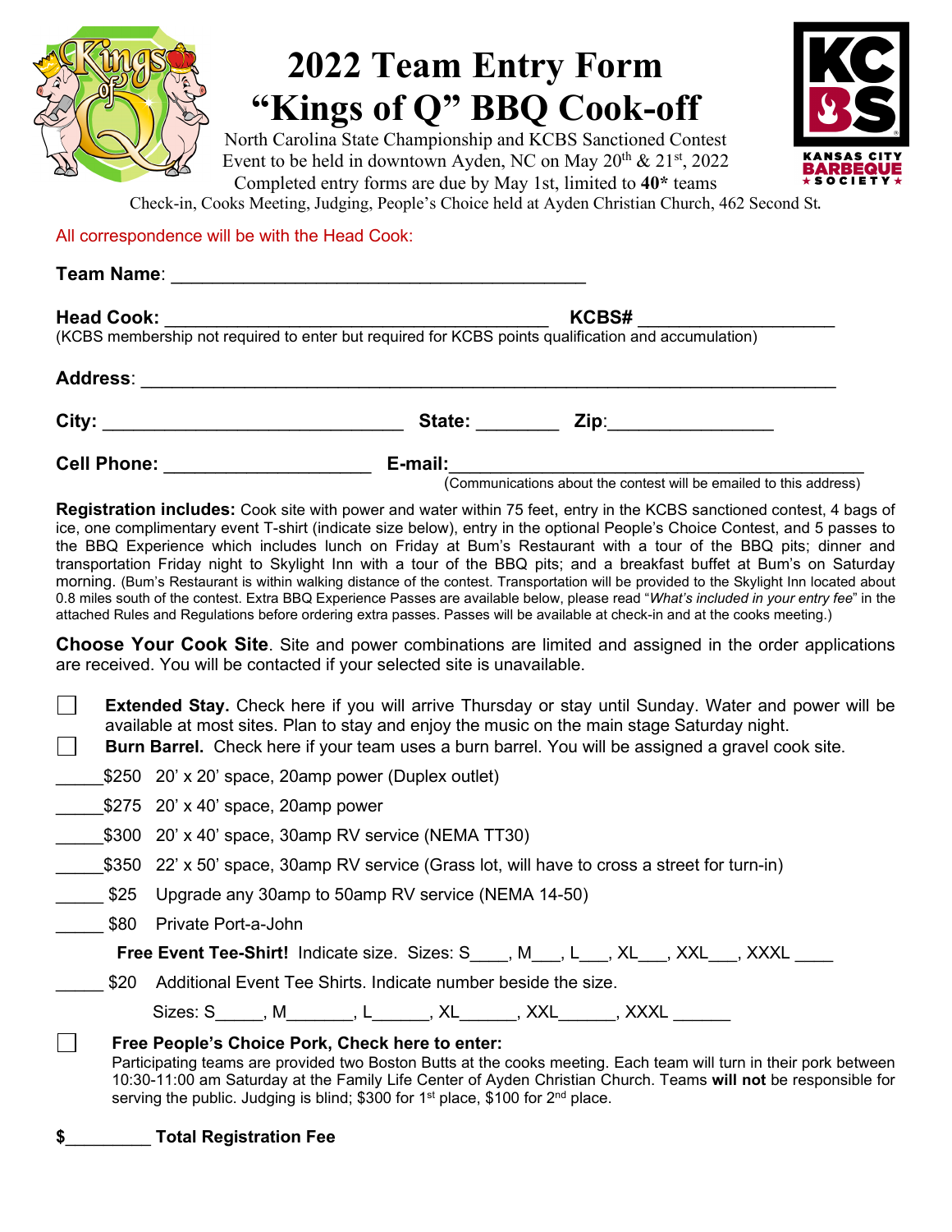# 2022 Team Entry Form
# "Kings of Q" BBQ Cook-off

North Carolina State Championship and KCBS Sanctioned Contest
Event to be held in downtown Ayden, NC on May 20th & 21st, 2022
Completed entry forms are due by May 1st, limited to **40*** teams
Check-in, Cooks Meeting, Judging, People's Choice held at Ayden Christian Church, 462 Second St.

All correspondence will be with the Head Cook:

**Team Name**: ________________________________________

**Head Cook:** ____________________________________ **KCBS#** ___________________
(KCBS membership not required to enter but required for KCBS points qualification and accumulation)

**Address**: __________________________________________________________________

**City:** ____________________________ **State:** ________ **Zip**:_______________

**Cell Phone:** ___________________ **E-mail:**_____________________________________
(Communications about the contest will be emailed to this address)

**Registration includes:** Cook site with power and water within 75 feet, entry in the KCBS sanctioned contest, 4 bags of ice, one complimentary event T-shirt (indicate size below), entry in the optional People's Choice Contest, and 5 passes to the BBQ Experience which includes lunch on Friday at Bum's Restaurant with a tour of the BBQ pits; dinner and transportation Friday night to Skylight Inn with a tour of the BBQ pits; and a breakfast buffet at Bum's on Saturday morning. (Bum's Restaurant is within walking distance of the contest. Transportation will be provided to the Skylight Inn located about 0.8 miles south of the contest. Extra BBQ Experience Passes are available below, please read "*What's included in your entry fee*" in the attached Rules and Regulations before ordering extra passes. Passes will be available at check-in and at the cooks meeting.)

**Choose Your Cook Site**. Site and power combinations are limited and assigned in the order applications are received. You will be contacted if your selected site is unavailable.

☐ **Extended Stay.** Check here if you will arrive Thursday or stay until Sunday. Water and power will be available at most sites. Plan to stay and enjoy the music on the main stage Saturday night.

☐ **Burn Barrel.** Check here if your team uses a burn barrel. You will be assigned a gravel cook site.

_____$250 20' x 20' space, 20amp power (Duplex outlet)

_____$275 20' x 40' space, 20amp power

_____$300 20' x 40' space, 30amp RV service (NEMA TT30)

_____$350 22' x 50' space, 30amp RV service (Grass lot, will have to cross a street for turn-in)

_____ $25 Upgrade any 30amp to 50amp RV service (NEMA 14-50)

_____ $80 Private Port-a-John

**Free Event Tee-Shirt!** Indicate size. Sizes: S____, M___, L___, XL___, XXL___, XXXL ____

_____ $20 Additional Event Tee Shirts. Indicate number beside the size.

Sizes: S_____, M_______, L______, XL______, XXL______, XXXL ______

☐ **Free People's Choice Pork, Check here to enter:**
Participating teams are provided two Boston Butts at the cooks meeting. Each team will turn in their pork between 10:30-11:00 am Saturday at the Family Life Center of Ayden Christian Church. Teams **will not** be responsible for serving the public. Judging is blind; $300 for 1st place, $100 for 2nd place.

**$_________ Total Registration Fee**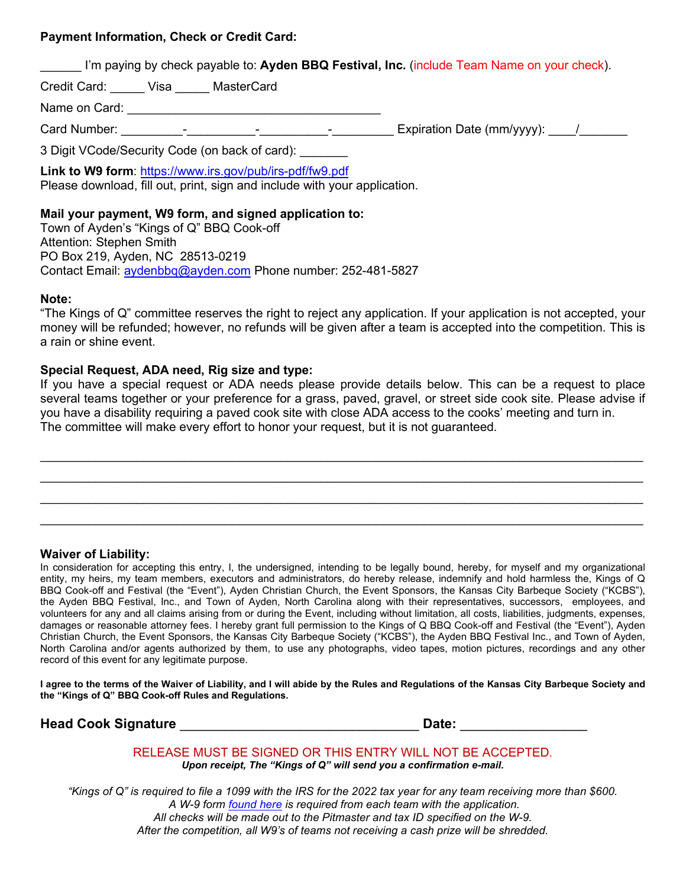**Payment Information, Check or Credit Card:**

______ I'm paying by check payable to: **Ayden BBQ Festival, Inc.** (include Team Name on your check).

Credit Card: _____ Visa _____ MasterCard

Name on Card: ____________________________________

Card Number: _________-__________-__________-_________ Expiration Date (mm/yyyy): ____/_______

3 Digit VCode/Security Code (on back of card): _______

**Link to W9 form**: https://www.irs.gov/pub/irs-pdf/fw9.pdf
Please download, fill out, print, sign and include with your application.

**Mail your payment, W9 form, and signed application to:**
Town of Ayden's "Kings of Q" BBQ Cook-off
Attention: Stephen Smith
PO Box 219, Ayden, NC 28513-0219
Contact Email: aydenbbq@ayden.com Phone number: 252-481-5827

**Note:**
"The Kings of Q" committee reserves the right to reject any application. If your application is not accepted, your money will be refunded; however, no refunds will be given after a team is accepted into the competition. This is a rain or shine event.

**Special Request, ADA need, Rig size and type:**
If you have a special request or ADA needs please provide details below. This can be a request to place several teams together or your preference for a grass, paved, gravel, or street side cook site. Please advise if you have a disability requiring a paved cook site with close ADA access to the cooks' meeting and turn in.
The committee will make every effort to honor your request, but it is not guaranteed.

_______________________________________________________________________________

_______________________________________________________________________________

_______________________________________________________________________________

_______________________________________________________________________________

**Waiver of Liability:**
In consideration for accepting this entry, I, the undersigned, intending to be legally bound, hereby, for myself and my organizational entity, my heirs, my team members, executors and administrators, do hereby release, indemnify and hold harmless the, Kings of Q BBQ Cook-off and Festival (the "Event"), Ayden Christian Church, the Event Sponsors, the Kansas City Barbeque Society ("KCBS"), the Ayden BBQ Festival, Inc., and Town of Ayden, North Carolina along with their representatives, successors, employees, and volunteers for any and all claims arising from or during the Event, including without limitation, all costs, liabilities, judgments, expenses, damages or reasonable attorney fees. I hereby grant full permission to the Kings of Q BBQ Cook-off and Festival (the "Event"), Ayden Christian Church, the Event Sponsors, the Kansas City Barbeque Society ("KCBS"), the Ayden BBQ Festival Inc., and Town of Ayden, North Carolina and/or agents authorized by them, to use any photographs, video tapes, motion pictures, recordings and any other record of this event for any legitimate purpose.

**I agree to the terms of the Waiver of Liability, and I will abide by the Rules and Regulations of the Kansas City Barbeque Society and the "Kings of Q" BBQ Cook-off Rules and Regulations.**

**Head Cook Signature** _________________________________ **Date:** _________________

RELEASE MUST BE SIGNED OR THIS ENTRY WILL NOT BE ACCEPTED.
***Upon receipt, The "Kings of Q" will send you a confirmation e-mail.***

*"Kings of Q" is required to file a 1099 with the IRS for the 2022 tax year for any team receiving more than $600.*
*A W-9 form found here is required from each team with the application.*
*All checks will be made out to the Pitmaster and tax ID specified on the W-9.*
*After the competition, all W9's of teams not receiving a cash prize will be shredded.*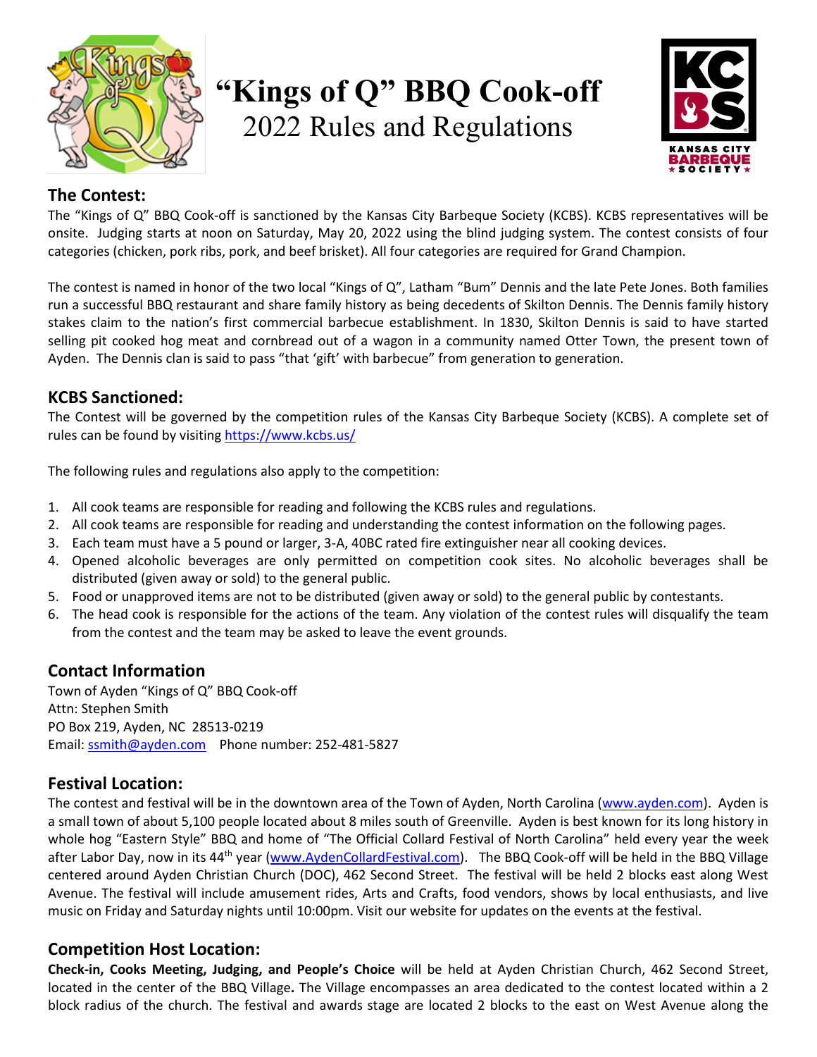# "Kings of Q" BBQ Cook-off
2022 Rules and Regulations

## The Contest:

The "Kings of Q" BBQ Cook-off is sanctioned by the Kansas City Barbeque Society (KCBS). KCBS representatives will be onsite. Judging starts at noon on Saturday, May 20, 2022 using the blind judging system. The contest consists of four categories (chicken, pork ribs, pork, and beef brisket). All four categories are required for Grand Champion.

The contest is named in honor of the two local "Kings of Q", Latham "Bum" Dennis and the late Pete Jones. Both families run a successful BBQ restaurant and share family history as being decedents of Skilton Dennis. The Dennis family history stakes claim to the nation's first commercial barbecue establishment. In 1830, Skilton Dennis is said to have started selling pit cooked hog meat and cornbread out of a wagon in a community named Otter Town, the present town of Ayden. The Dennis clan is said to pass "that 'gift' with barbecue" from generation to generation.

## KCBS Sanctioned:

The Contest will be governed by the competition rules of the Kansas City Barbeque Society (KCBS). A complete set of rules can be found by visiting https://www.kcbs.us/

The following rules and regulations also apply to the competition:

1. All cook teams are responsible for reading and following the KCBS rules and regulations.
2. All cook teams are responsible for reading and understanding the contest information on the following pages.
3. Each team must have a 5 pound or larger, 3-A, 40BC rated fire extinguisher near all cooking devices.
4. Opened alcoholic beverages are only permitted on competition cook sites. No alcoholic beverages shall be distributed (given away or sold) to the general public.
5. Food or unapproved items are not to be distributed (given away or sold) to the general public by contestants.
6. The head cook is responsible for the actions of the team. Any violation of the contest rules will disqualify the team from the contest and the team may be asked to leave the event grounds.

## Contact Information

Town of Ayden "Kings of Q" BBQ Cook-off
Attn: Stephen Smith
PO Box 219, Ayden, NC 28513-0219
Email: ssmith@ayden.com Phone number: 252-481-5827

## Festival Location:

The contest and festival will be in the downtown area of the Town of Ayden, North Carolina (www.ayden.com). Ayden is a small town of about 5,100 people located about 8 miles south of Greenville. Ayden is best known for its long history in whole hog "Eastern Style" BBQ and home of "The Official Collard Festival of North Carolina" held every year the week after Labor Day, now in its 44th year (www.AydenCollardFestival.com). The BBQ Cook-off will be held in the BBQ Village centered around Ayden Christian Church (DOC), 462 Second Street. The festival will be held 2 blocks east along West Avenue. The festival will include amusement rides, Arts and Crafts, food vendors, shows by local enthusiasts, and live music on Friday and Saturday nights until 10:00pm. Visit our website for updates on the events at the festival.

## Competition Host Location:

**Check-in, Cooks Meeting, Judging, and People's Choice** will be held at Ayden Christian Church, 462 Second Street, located in the center of the BBQ Village**.** The Village encompasses an area dedicated to the contest located within a 2 block radius of the church. The festival and awards stage are located 2 blocks to the east on West Avenue along the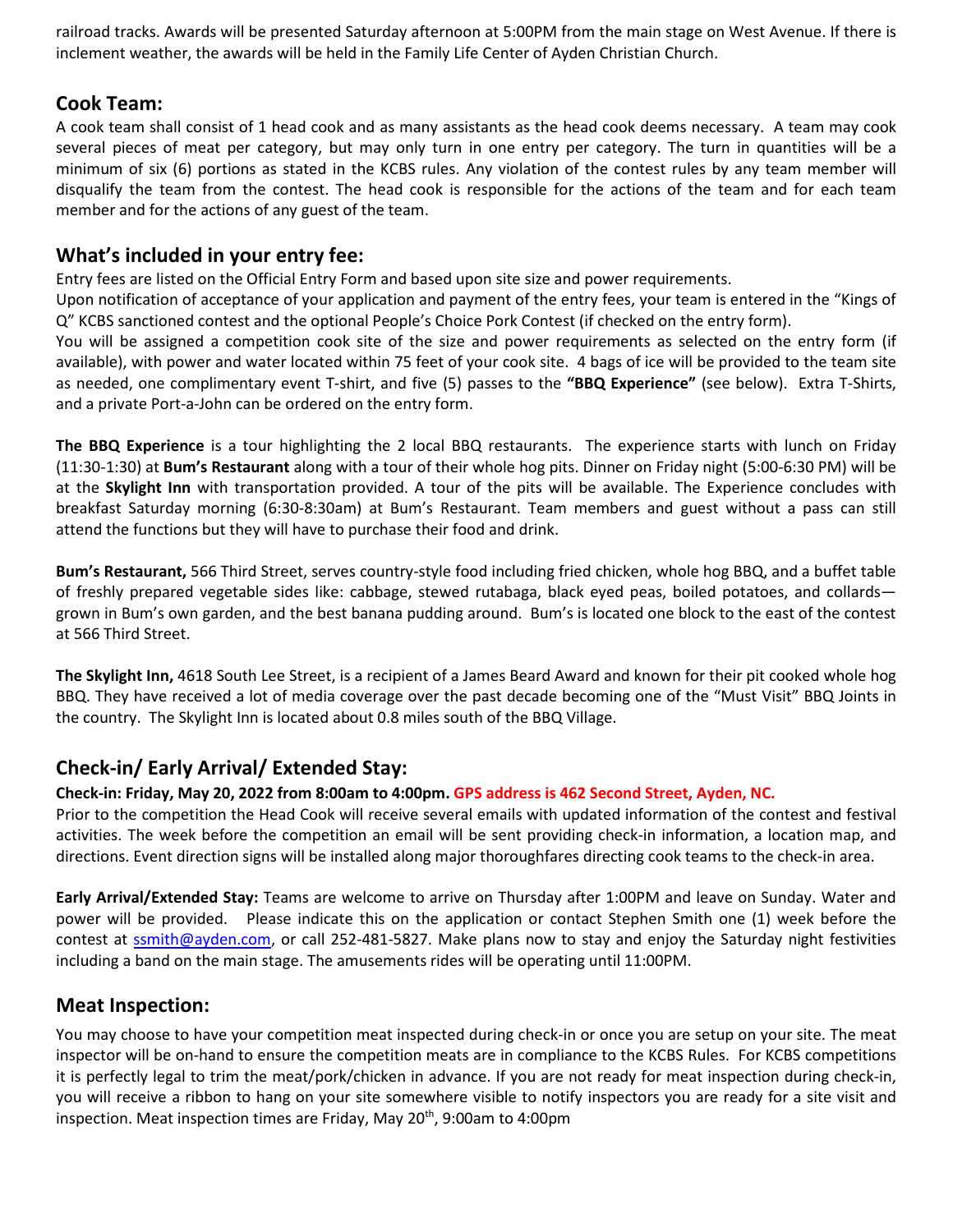railroad tracks. Awards will be presented Saturday afternoon at 5:00PM from the main stage on West Avenue. If there is inclement weather, the awards will be held in the Family Life Center of Ayden Christian Church.

## Cook Team:

A cook team shall consist of 1 head cook and as many assistants as the head cook deems necessary. A team may cook several pieces of meat per category, but may only turn in one entry per category. The turn in quantities will be a minimum of six (6) portions as stated in the KCBS rules. Any violation of the contest rules by any team member will disqualify the team from the contest. The head cook is responsible for the actions of the team and for each team member and for the actions of any guest of the team.

## What's included in your entry fee:

Entry fees are listed on the Official Entry Form and based upon site size and power requirements.

Upon notification of acceptance of your application and payment of the entry fees, your team is entered in the "Kings of Q" KCBS sanctioned contest and the optional People's Choice Pork Contest (if checked on the entry form).

You will be assigned a competition cook site of the size and power requirements as selected on the entry form (if available), with power and water located within 75 feet of your cook site. 4 bags of ice will be provided to the team site as needed, one complimentary event T-shirt, and five (5) passes to the **"BBQ Experience"** (see below). Extra T-Shirts, and a private Port-a-John can be ordered on the entry form.

**The BBQ Experience** is a tour highlighting the 2 local BBQ restaurants. The experience starts with lunch on Friday (11:30-1:30) at **Bum's Restaurant** along with a tour of their whole hog pits. Dinner on Friday night (5:00-6:30 PM) will be at the **Skylight Inn** with transportation provided. A tour of the pits will be available. The Experience concludes with breakfast Saturday morning (6:30-8:30am) at Bum's Restaurant. Team members and guest without a pass can still attend the functions but they will have to purchase their food and drink.

**Bum's Restaurant,** 566 Third Street, serves country-style food including fried chicken, whole hog BBQ, and a buffet table of freshly prepared vegetable sides like: cabbage, stewed rutabaga, black eyed peas, boiled potatoes, and collards—grown in Bum's own garden, and the best banana pudding around. Bum's is located one block to the east of the contest at 566 Third Street.

**The Skylight Inn,** 4618 South Lee Street, is a recipient of a James Beard Award and known for their pit cooked whole hog BBQ. They have received a lot of media coverage over the past decade becoming one of the "Must Visit" BBQ Joints in the country. The Skylight Inn is located about 0.8 miles south of the BBQ Village.

## Check-in/ Early Arrival/ Extended Stay:

**Check-in: Friday, May 20, 2022 from 8:00am to 4:00pm. GPS address is 462 Second Street, Ayden, NC.**

Prior to the competition the Head Cook will receive several emails with updated information of the contest and festival activities. The week before the competition an email will be sent providing check-in information, a location map, and directions. Event direction signs will be installed along major thoroughfares directing cook teams to the check-in area.

**Early Arrival/Extended Stay:** Teams are welcome to arrive on Thursday after 1:00PM and leave on Sunday. Water and power will be provided. Please indicate this on the application or contact Stephen Smith one (1) week before the contest at ssmith@ayden.com, or call 252-481-5827. Make plans now to stay and enjoy the Saturday night festivities including a band on the main stage. The amusements rides will be operating until 11:00PM.

## Meat Inspection:

You may choose to have your competition meat inspected during check-in or once you are setup on your site. The meat inspector will be on-hand to ensure the competition meats are in compliance to the KCBS Rules. For KCBS competitions it is perfectly legal to trim the meat/pork/chicken in advance. If you are not ready for meat inspection during check-in, you will receive a ribbon to hang on your site somewhere visible to notify inspectors you are ready for a site visit and inspection. Meat inspection times are Friday, May 20th, 9:00am to 4:00pm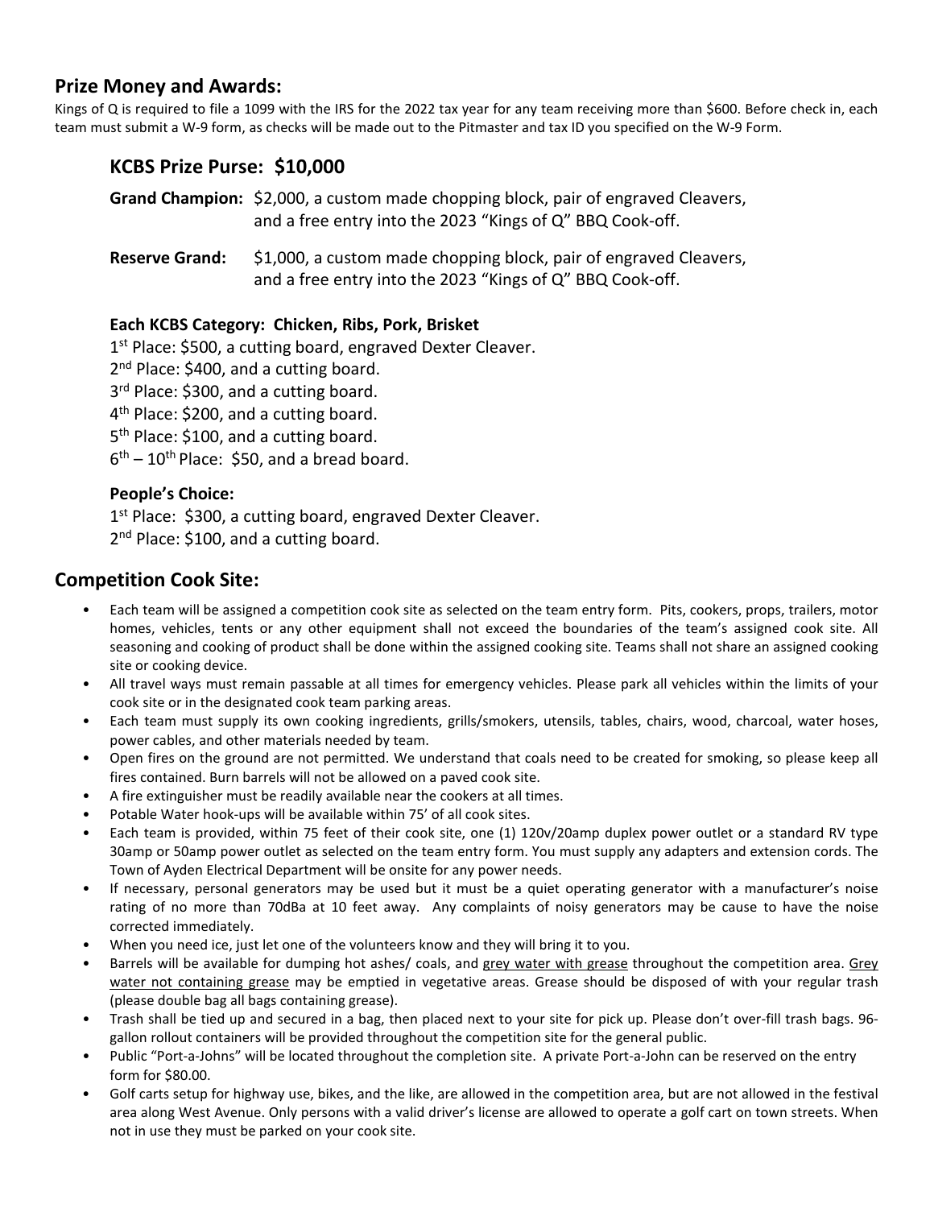## Prize Money and Awards:

Kings of Q is required to file a 1099 with the IRS for the 2022 tax year for any team receiving more than $600. Before check in, each team must submit a W-9 form, as checks will be made out to the Pitmaster and tax ID you specified on the W-9 Form.

### KCBS Prize Purse: $10,000

**Grand Champion:** $2,000, a custom made chopping block, pair of engraved Cleavers, and a free entry into the 2023 "Kings of Q" BBQ Cook-off.

**Reserve Grand:** $1,000, a custom made chopping block, pair of engraved Cleavers, and a free entry into the 2023 "Kings of Q" BBQ Cook-off.

**Each KCBS Category: Chicken, Ribs, Pork, Brisket**

1st Place: $500, a cutting board, engraved Dexter Cleaver.
2nd Place: $400, and a cutting board.
3rd Place: $300, and a cutting board.
4th Place: $200, and a cutting board.
5th Place: $100, and a cutting board.
6th – 10th Place: $50, and a bread board.

**People's Choice:**

1st Place: $300, a cutting board, engraved Dexter Cleaver.
2nd Place: $100, and a cutting board.

## Competition Cook Site:

- Each team will be assigned a competition cook site as selected on the team entry form. Pits, cookers, props, trailers, motor homes, vehicles, tents or any other equipment shall not exceed the boundaries of the team's assigned cook site. All seasoning and cooking of product shall be done within the assigned cooking site. Teams shall not share an assigned cooking site or cooking device.
- All travel ways must remain passable at all times for emergency vehicles. Please park all vehicles within the limits of your cook site or in the designated cook team parking areas.
- Each team must supply its own cooking ingredients, grills/smokers, utensils, tables, chairs, wood, charcoal, water hoses, power cables, and other materials needed by team.
- Open fires on the ground are not permitted. We understand that coals need to be created for smoking, so please keep all fires contained. Burn barrels will not be allowed on a paved cook site.
- A fire extinguisher must be readily available near the cookers at all times.
- Potable Water hook-ups will be available within 75' of all cook sites.
- Each team is provided, within 75 feet of their cook site, one (1) 120v/20amp duplex power outlet or a standard RV type 30amp or 50amp power outlet as selected on the team entry form. You must supply any adapters and extension cords. The Town of Ayden Electrical Department will be onsite for any power needs.
- If necessary, personal generators may be used but it must be a quiet operating generator with a manufacturer's noise rating of no more than 70dBa at 10 feet away. Any complaints of noisy generators may be cause to have the noise corrected immediately.
- When you need ice, just let one of the volunteers know and they will bring it to you.
- Barrels will be available for dumping hot ashes/ coals, and <u>grey water with grease</u> throughout the competition area. <u>Grey water not containing grease</u> may be emptied in vegetative areas. Grease should be disposed of with your regular trash (please double bag all bags containing grease).
- Trash shall be tied up and secured in a bag, then placed next to your site for pick up. Please don't over-fill trash bags. 96-gallon rollout containers will be provided throughout the competition site for the general public.
- Public "Port-a-Johns" will be located throughout the completion site. A private Port-a-John can be reserved on the entry form for $80.00.
- Golf carts setup for highway use, bikes, and the like, are allowed in the competition area, but are not allowed in the festival area along West Avenue. Only persons with a valid driver's license are allowed to operate a golf cart on town streets. When not in use they must be parked on your cook site.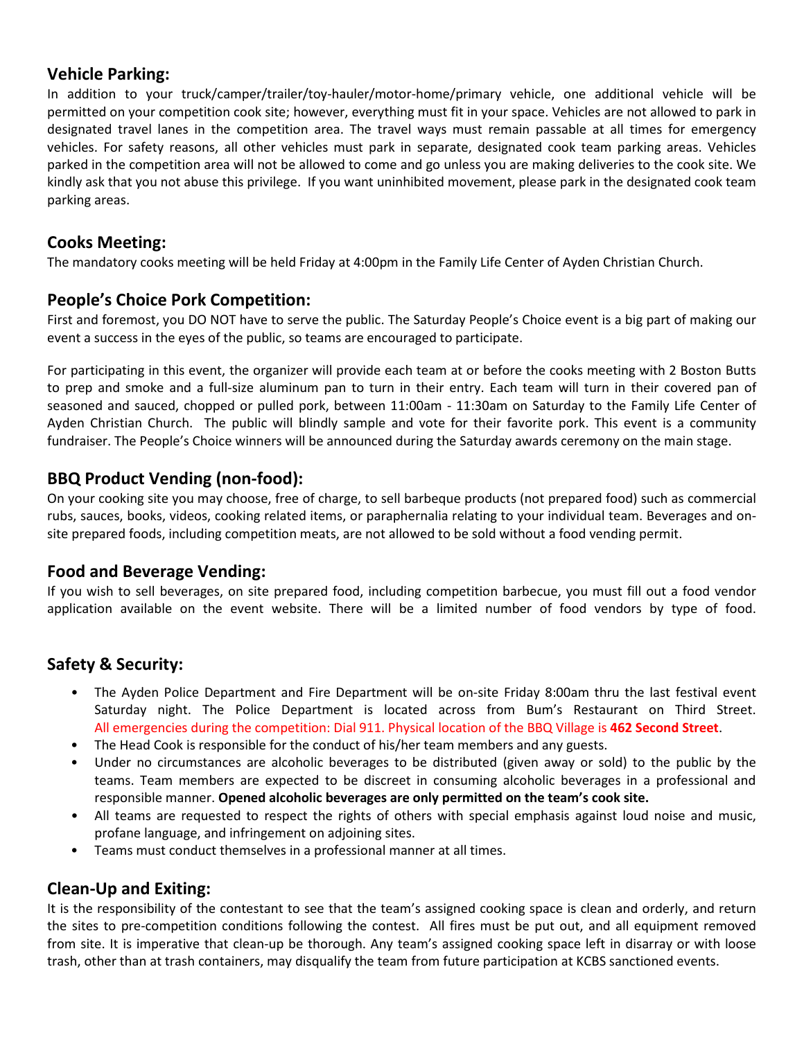## Vehicle Parking:

In addition to your truck/camper/trailer/toy-hauler/motor-home/primary vehicle, one additional vehicle will be permitted on your competition cook site; however, everything must fit in your space. Vehicles are not allowed to park in designated travel lanes in the competition area. The travel ways must remain passable at all times for emergency vehicles. For safety reasons, all other vehicles must park in separate, designated cook team parking areas. Vehicles parked in the competition area will not be allowed to come and go unless you are making deliveries to the cook site. We kindly ask that you not abuse this privilege. If you want uninhibited movement, please park in the designated cook team parking areas.

## Cooks Meeting:

The mandatory cooks meeting will be held Friday at 4:00pm in the Family Life Center of Ayden Christian Church.

## People's Choice Pork Competition:

First and foremost, you DO NOT have to serve the public. The Saturday People's Choice event is a big part of making our event a success in the eyes of the public, so teams are encouraged to participate.

For participating in this event, the organizer will provide each team at or before the cooks meeting with 2 Boston Butts to prep and smoke and a full-size aluminum pan to turn in their entry. Each team will turn in their covered pan of seasoned and sauced, chopped or pulled pork, between 11:00am - 11:30am on Saturday to the Family Life Center of Ayden Christian Church. The public will blindly sample and vote for their favorite pork. This event is a community fundraiser. The People's Choice winners will be announced during the Saturday awards ceremony on the main stage.

## BBQ Product Vending (non-food):

On your cooking site you may choose, free of charge, to sell barbeque products (not prepared food) such as commercial rubs, sauces, books, videos, cooking related items, or paraphernalia relating to your individual team. Beverages and on-site prepared foods, including competition meats, are not allowed to be sold without a food vending permit.

## Food and Beverage Vending:

If you wish to sell beverages, on site prepared food, including competition barbecue, you must fill out a food vendor application available on the event website. There will be a limited number of food vendors by type of food.

## Safety & Security:

- The Ayden Police Department and Fire Department will be on-site Friday 8:00am thru the last festival event Saturday night. The Police Department is located across from Bum's Restaurant on Third Street. All emergencies during the competition: Dial 911. Physical location of the BBQ Village is **462 Second Street**.
- The Head Cook is responsible for the conduct of his/her team members and any guests.
- Under no circumstances are alcoholic beverages to be distributed (given away or sold) to the public by the teams. Team members are expected to be discreet in consuming alcoholic beverages in a professional and responsible manner. **Opened alcoholic beverages are only permitted on the team's cook site.**
- All teams are requested to respect the rights of others with special emphasis against loud noise and music, profane language, and infringement on adjoining sites.
- Teams must conduct themselves in a professional manner at all times.

## Clean-Up and Exiting:

It is the responsibility of the contestant to see that the team's assigned cooking space is clean and orderly, and return the sites to pre-competition conditions following the contest. All fires must be put out, and all equipment removed from site. It is imperative that clean-up be thorough. Any team's assigned cooking space left in disarray or with loose trash, other than at trash containers, may disqualify the team from future participation at KCBS sanctioned events.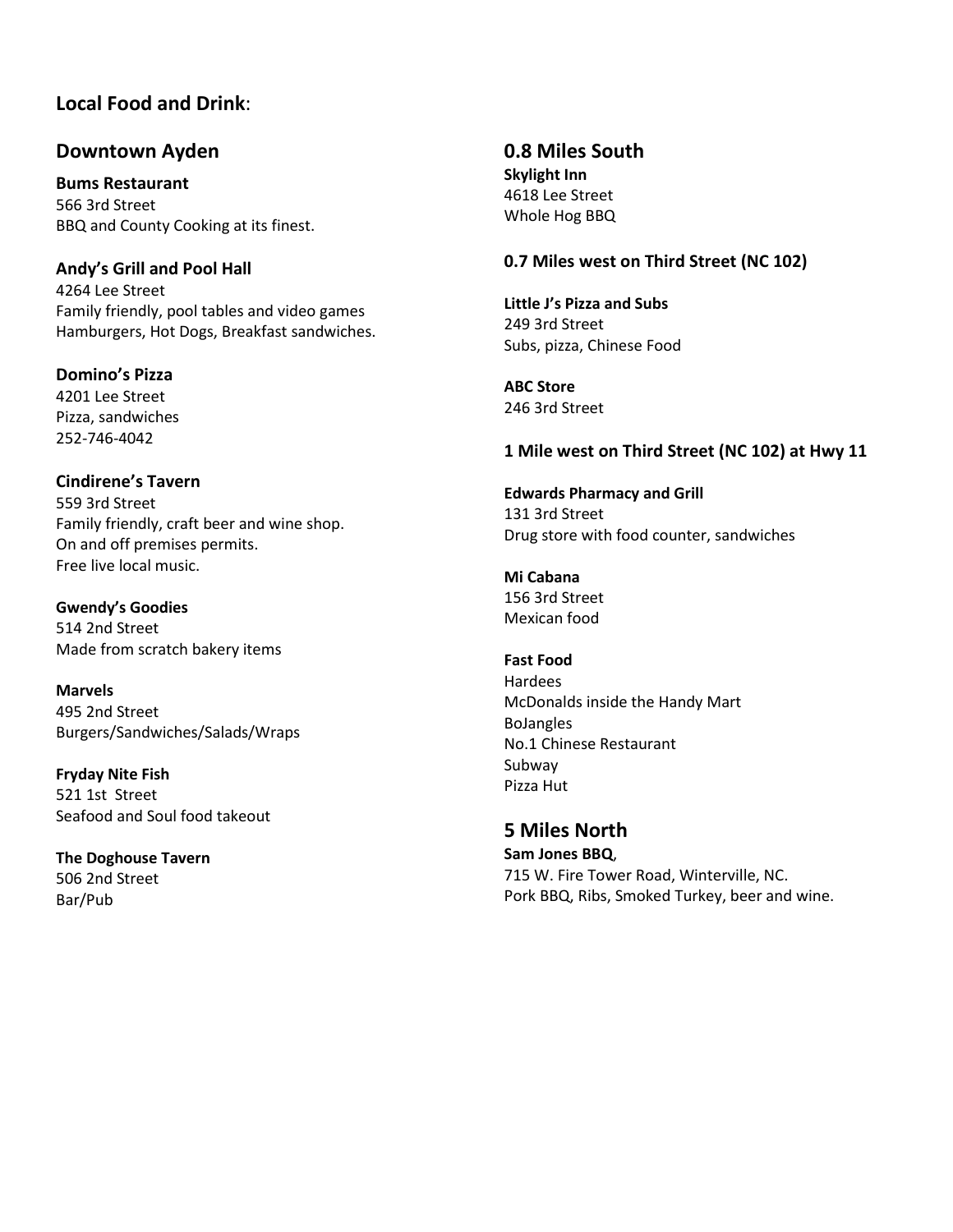**Local Food and Drink**:

## Downtown Ayden

**Bums Restaurant**
566 3rd Street
BBQ and County Cooking at its finest.

**Andy's Grill and Pool Hall**
4264 Lee Street
Family friendly, pool tables and video games
Hamburgers, Hot Dogs, Breakfast sandwiches.

**Domino's Pizza**
4201 Lee Street
Pizza, sandwiches
252-746-4042

**Cindirene's Tavern**
559 3rd Street
Family friendly, craft beer and wine shop.
On and off premises permits.
Free live local music.

**Gwendy's Goodies**
514 2nd Street
Made from scratch bakery items

**Marvels**
495 2nd Street
Burgers/Sandwiches/Salads/Wraps

**Fryday Nite Fish**
521 1st Street
Seafood and Soul food takeout

**The Doghouse Tavern**
506 2nd Street
Bar/Pub

## 0.8 Miles South

**Skylight Inn**
4618 Lee Street
Whole Hog BBQ

### 0.7 Miles west on Third Street (NC 102)

**Little J's Pizza and Subs**
249 3rd Street
Subs, pizza, Chinese Food

**ABC Store**
246 3rd Street

### 1 Mile west on Third Street (NC 102) at Hwy 11

**Edwards Pharmacy and Grill**
131 3rd Street
Drug store with food counter, sandwiches

**Mi Cabana**
156 3rd Street
Mexican food

**Fast Food**
Hardees
McDonalds inside the Handy Mart
BoJangles
No.1 Chinese Restaurant
Subway
Pizza Hut

## 5 Miles North

**Sam Jones BBQ**,
715 W. Fire Tower Road, Winterville, NC.
Pork BBQ, Ribs, Smoked Turkey, beer and wine.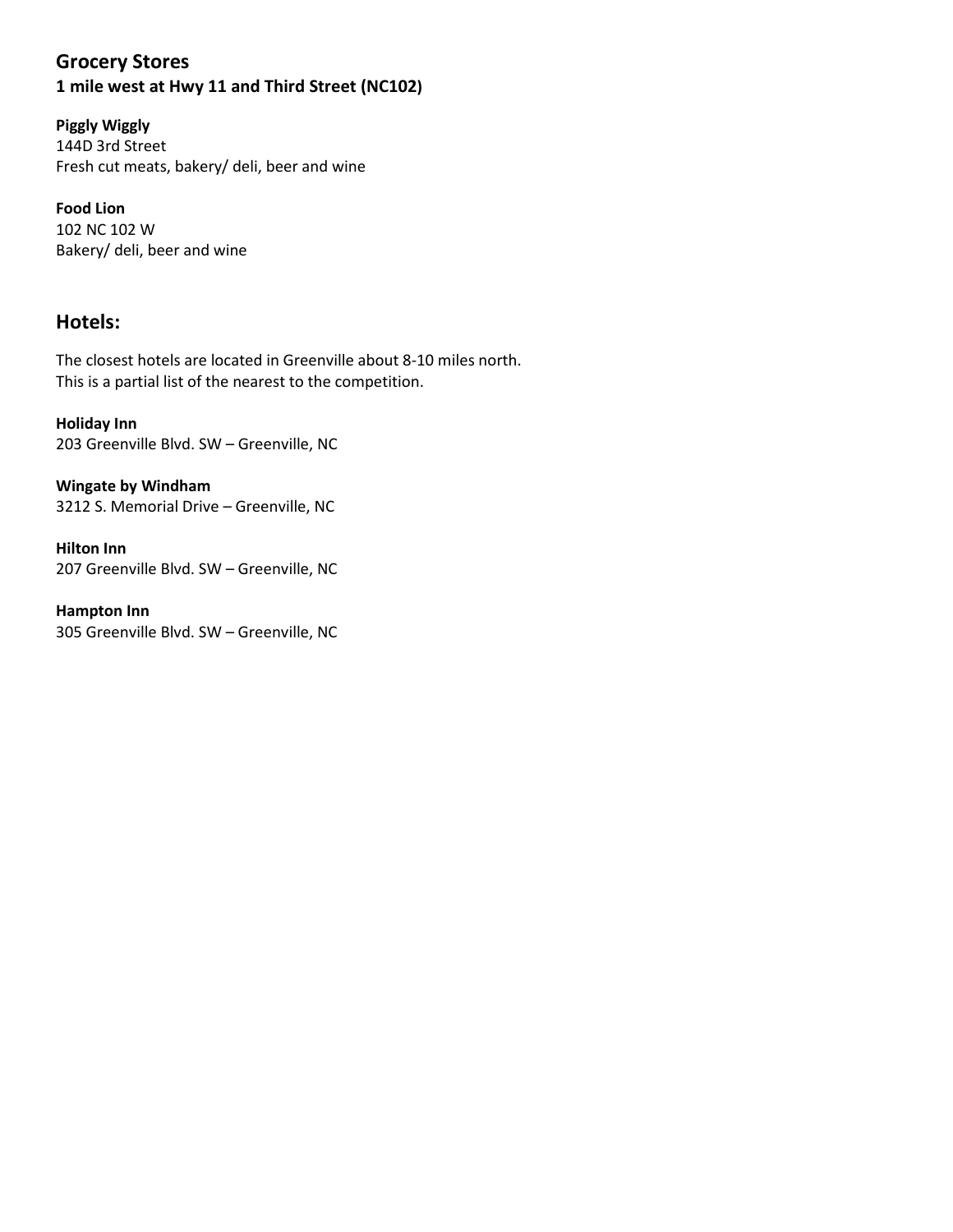## Grocery Stores

### 1 mile west at Hwy 11 and Third Street (NC102)

**Piggly Wiggly**
144D 3rd Street
Fresh cut meats, bakery/ deli, beer and wine

**Food Lion**
102 NC 102 W
Bakery/ deli, beer and wine

## Hotels:

The closest hotels are located in Greenville about 8-10 miles north.
This is a partial list of the nearest to the competition.

**Holiday Inn**
203 Greenville Blvd. SW – Greenville, NC

**Wingate by Windham**
3212 S. Memorial Drive – Greenville, NC

**Hilton Inn**
207 Greenville Blvd. SW – Greenville, NC

**Hampton Inn**
305 Greenville Blvd. SW – Greenville, NC